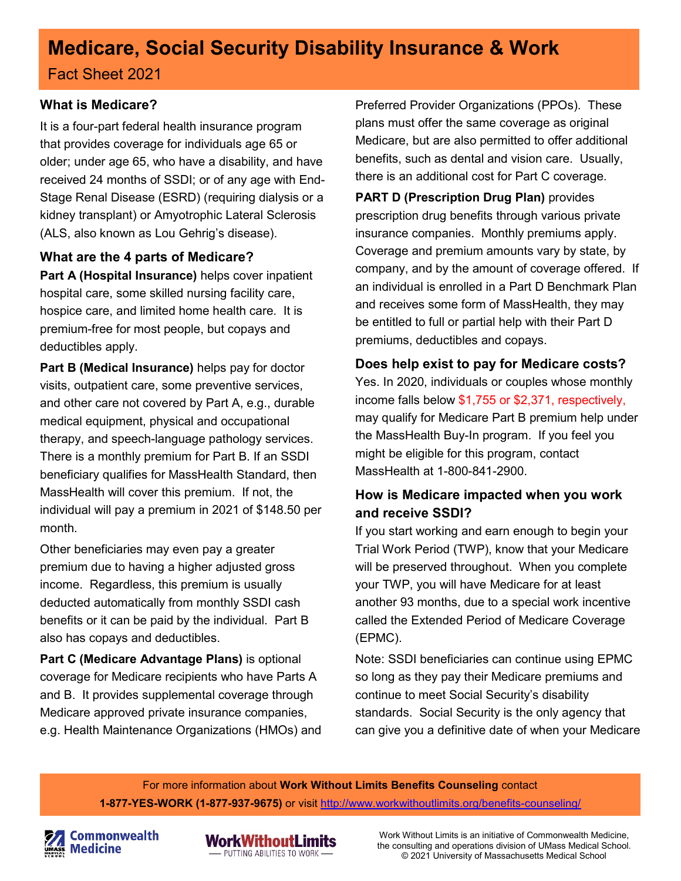# Medicare, Social Security Disability Insurance & Work

Fact Sheet 2021

## What is Medicare?

It is a four-part federal health insurance program that provides coverage for individuals age 65 or older; under age 65, who have a disability, and have received 24 months of SSDI; or of any age with End-Stage Renal Disease (ESRD) (requiring dialysis or a kidney transplant) or Amyotrophic Lateral Sclerosis (ALS, also known as Lou Gehrig's disease).

## What are the 4 parts of Medicare?

**Part A (Hospital Insurance)** helps cover inpatient hospital care, some skilled nursing facility care, hospice care, and limited home health care. It is premium-free for most people, but copays and deductibles apply.

**Part B (Medical Insurance)** helps pay for doctor visits, outpatient care, some preventive services, and other care not covered by Part A, e.g., durable medical equipment, physical and occupational therapy, and speech-language pathology services. There is a monthly premium for Part B. If an SSDI beneficiary qualifies for MassHealth Standard, then MassHealth will cover this premium. If not, the individual will pay a premium in 2021 of $148.50 per month.

Other beneficiaries may even pay a greater premium due to having a higher adjusted gross income. Regardless, this premium is usually deducted automatically from monthly SSDI cash benefits or it can be paid by the individual. Part B also has copays and deductibles.

**Part C (Medicare Advantage Plans)** is optional coverage for Medicare recipients who have Parts A and B. It provides supplemental coverage through Medicare approved private insurance companies, e.g. Health Maintenance Organizations (HMOs) and Preferred Provider Organizations (PPOs). These plans must offer the same coverage as original Medicare, but are also permitted to offer additional benefits, such as dental and vision care. Usually, there is an additional cost for Part C coverage.

**PART D (Prescription Drug Plan)** provides prescription drug benefits through various private insurance companies. Monthly premiums apply. Coverage and premium amounts vary by state, by company, and by the amount of coverage offered. If an individual is enrolled in a Part D Benchmark Plan and receives some form of MassHealth, they may be entitled to full or partial help with their Part D premiums, deductibles and copays.

## Does help exist to pay for Medicare costs?

Yes. In 2020, individuals or couples whose monthly income falls below $1,755 or $2,371, respectively, may qualify for Medicare Part B premium help under the MassHealth Buy-In program. If you feel you might be eligible for this program, contact MassHealth at 1-800-841-2900.

## How is Medicare impacted when you work and receive SSDI?

If you start working and earn enough to begin your Trial Work Period (TWP), know that your Medicare will be preserved throughout. When you complete your TWP, you will have Medicare for at least another 93 months, due to a special work incentive called the Extended Period of Medicare Coverage (EPMC).

Note: SSDI beneficiaries can continue using EPMC so long as they pay their Medicare premiums and continue to meet Social Security's disability standards. Social Security is the only agency that can give you a definitive date of when your Medicare

For more information about **Work Without Limits Benefits Counseling** contact **1-877-YES-WORK (1-877-937-9675)** or visit http://www.workwithoutlimits.org/benefits-counseling/

Work Without Limits is an initiative of Commonwealth Medicine, the consulting and operations division of UMass Medical School. © 2021 University of Massachusetts Medical School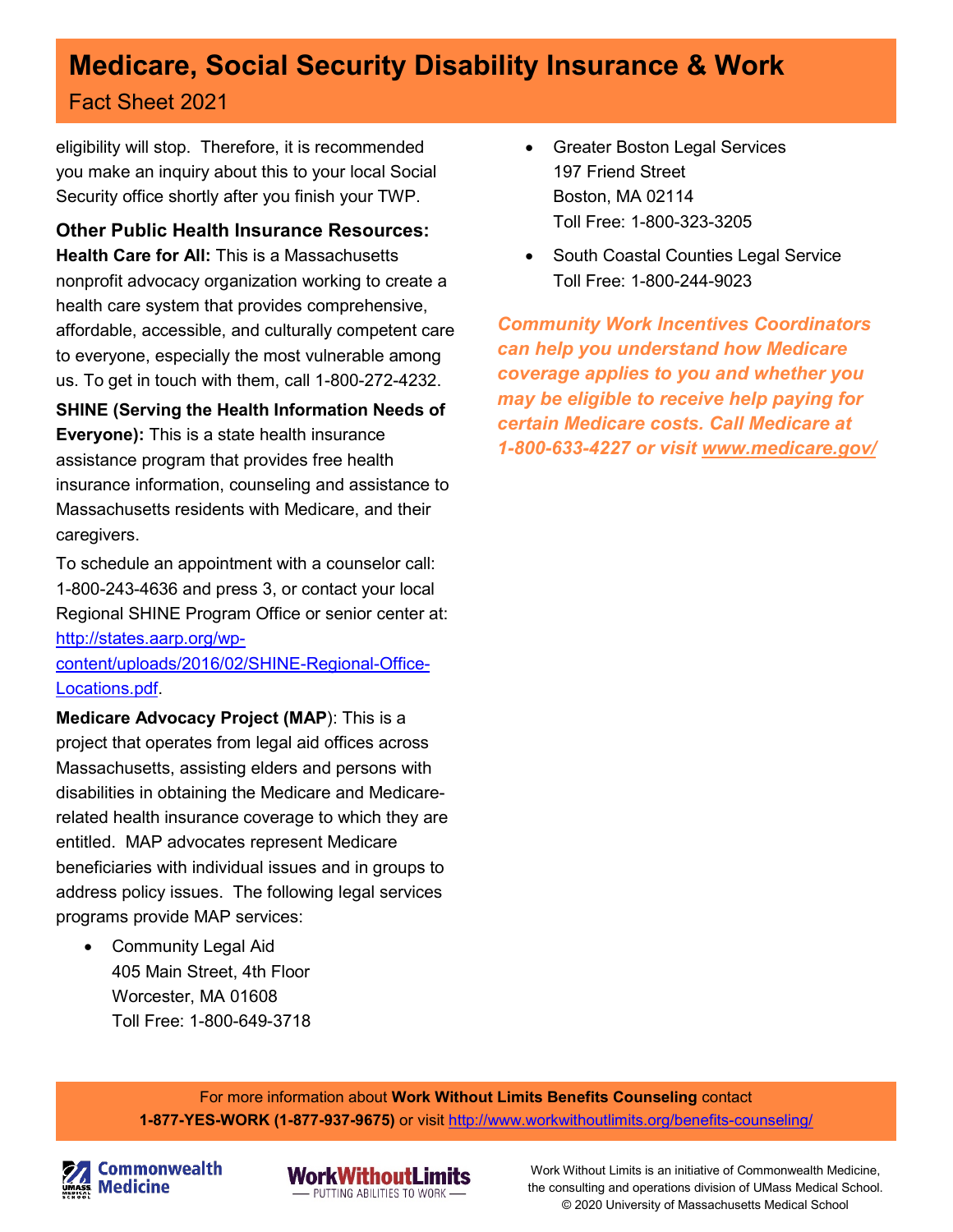eligibility will stop. Therefore, it is recommended you make an inquiry about this to your local Social Security office shortly after you finish your TWP.

### Other Public Health Insurance Resources:

**Health Care for All:** This is a Massachusetts nonprofit advocacy organization working to create a health care system that provides comprehensive, affordable, accessible, and culturally competent care to everyone, especially the most vulnerable among us. To get in touch with them, call 1-800-272-4232.

**SHINE (Serving the Health Information Needs of Everyone):** This is a state health insurance assistance program that provides free health insurance information, counseling and assistance to Massachusetts residents with Medicare, and their caregivers.

To schedule an appointment with a counselor call: 1-800-243-4636 and press 3, or contact your local Regional SHINE Program Office or senior center at: [http://states.aarp.org/wp-content/uploads/2016/02/SHINE-Regional-Office-Locations.pdf](http://states.aarp.org/wp-content/uploads/2016/02/SHINE-Regional-Office-Locations.pdf).

**Medicare Advocacy Project (MAP**): This is a project that operates from legal aid offices across Massachusetts, assisting elders and persons with disabilities in obtaining the Medicare and Medicare-related health insurance coverage to which they are entitled. MAP advocates represent Medicare beneficiaries with individual issues and in groups to address policy issues. The following legal services programs provide MAP services:

- Community Legal Aid
  405 Main Street, 4th Floor
  Worcester, MA 01608
  Toll Free: 1-800-649-3718
- Greater Boston Legal Services
  197 Friend Street
  Boston, MA 02114
  Toll Free: 1-800-323-3205
- South Coastal Counties Legal Service
  Toll Free: 1-800-244-9023

***Community Work Incentives Coordinators can help you understand how Medicare coverage applies to you and whether you may be eligible to receive help paying for certain Medicare costs. Call Medicare at 1-800-633-4227 or visit [www.medicare.gov/](www.medicare.gov/)***

For more information about **Work Without Limits Benefits Counseling** contact **1-877-YES-WORK (1-877-937-9675)** or visit [http://www.workwithoutlimits.org/benefits-counseling/](http://www.workwithoutlimits.org/benefits-counseling/)

Work Without Limits is an initiative of Commonwealth Medicine, the consulting and operations division of UMass Medical School.
© 2020 University of Massachusetts Medical School